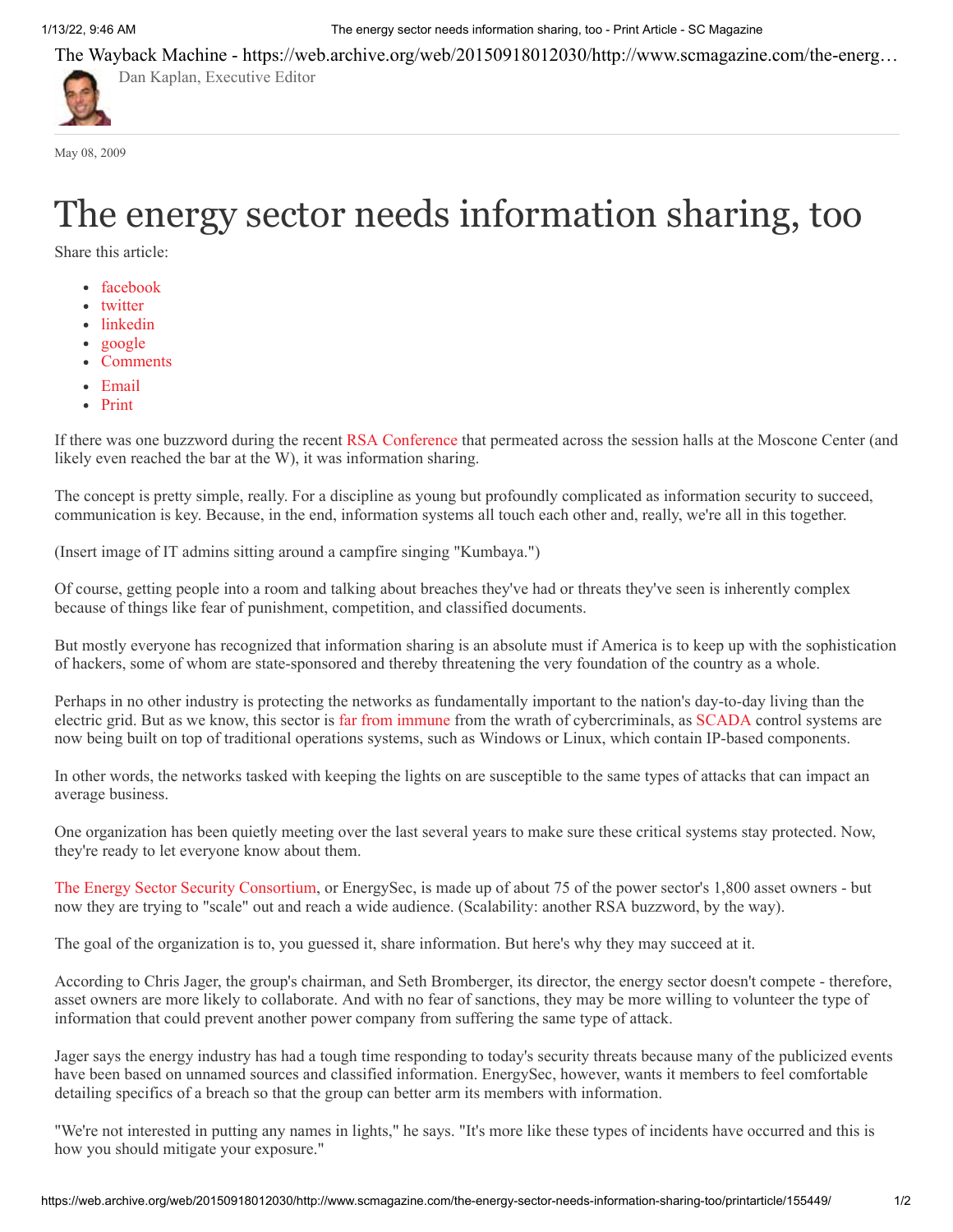Dan Kaplan, Executive Editor

May 08, 2009

# The energy sector needs information sharing, too

Share this article:

- facebook
- twitter
- linkedin
- google
- Comments
- Email
- Print

If there was one buzzword during the recent RSA Conference that permeated across the session halls at the Moscone Center (and likely even reached the bar at the W), it was information sharing.

The concept is pretty simple, really. For a discipline as young but profoundly complicated as information security to succeed, communication is key. Because, in the end, information systems all touch each other and, really, we're all in this together.

(Insert image of IT admins sitting around a campfire singing "Kumbaya.")

Of course, getting people into a room and talking about breaches they've had or threats they've seen is inherently complex because of things like fear of punishment, competition, and classified documents.

But mostly everyone has recognized that information sharing is an absolute must if America is to keep up with the sophistication of hackers, some of whom are state-sponsored and thereby threatening the very foundation of the country as a whole.

Perhaps in no other industry is protecting the networks as fundamentally important to the nation's day-to-day living than the electric grid. But as we know, this sector is far from immune from the wrath of cybercriminals, as SCADA control systems are now being built on top of traditional operations systems, such as Windows or Linux, which contain IP-based components.

In other words, the networks tasked with keeping the lights on are susceptible to the same types of attacks that can impact an average business.

One organization has been quietly meeting over the last several years to make sure these critical systems stay protected. Now, they're ready to let everyone know about them.

The Energy Sector Security Consortium, or EnergySec, is made up of about 75 of the power sector's 1,800 asset owners - but now they are trying to "scale" out and reach a wide audience. (Scalability: another RSA buzzword, by the way).

The goal of the organization is to, you guessed it, share information. But here's why they may succeed at it.

According to Chris Jager, the group's chairman, and Seth Bromberger, its director, the energy sector doesn't compete - therefore, asset owners are more likely to collaborate. And with no fear of sanctions, they may be more willing to volunteer the type of information that could prevent another power company from suffering the same type of attack.

Jager says the energy industry has had a tough time responding to today's security threats because many of the publicized events have been based on unnamed sources and classified information. EnergySec, however, wants it members to feel comfortable detailing specifics of a breach so that the group can better arm its members with information.

"We're not interested in putting any names in lights," he says. "It's more like these types of incidents have occurred and this is how you should mitigate your exposure."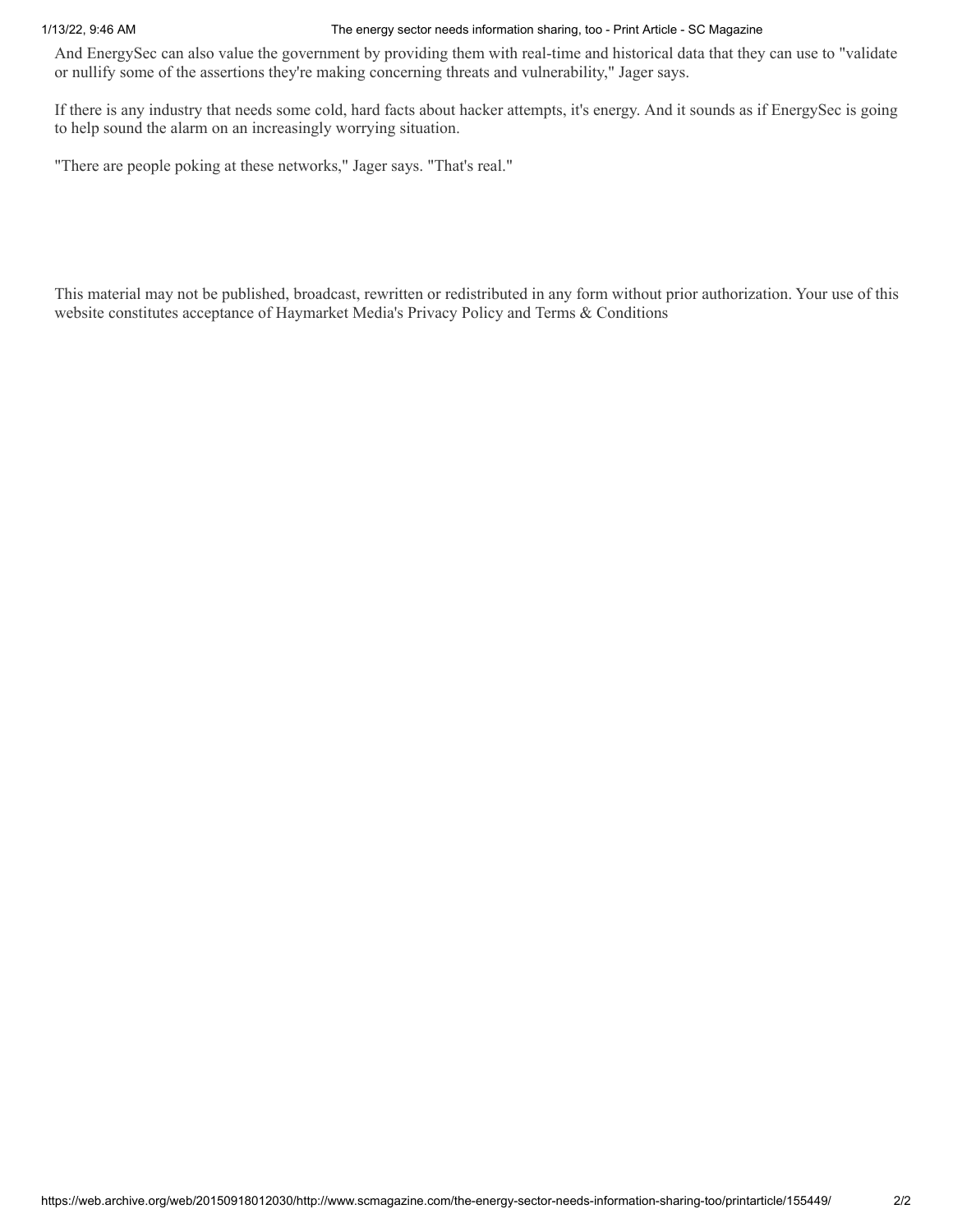And EnergySec can also value the government by providing them with real-time and historical data that they can use to "validate or nullify some of the assertions they're making concerning threats and vulnerability," Jager says.

If there is any industry that needs some cold, hard facts about hacker attempts, it's energy. And it sounds as if EnergySec is going to help sound the alarm on an increasingly worrying situation.

"There are people poking at these networks," Jager says. "That's real."

This material may not be published, broadcast, rewritten or redistributed in any form without prior authorization. Your use of this website constitutes acceptance of Haymarket Media's Privacy Policy and Terms & Conditions